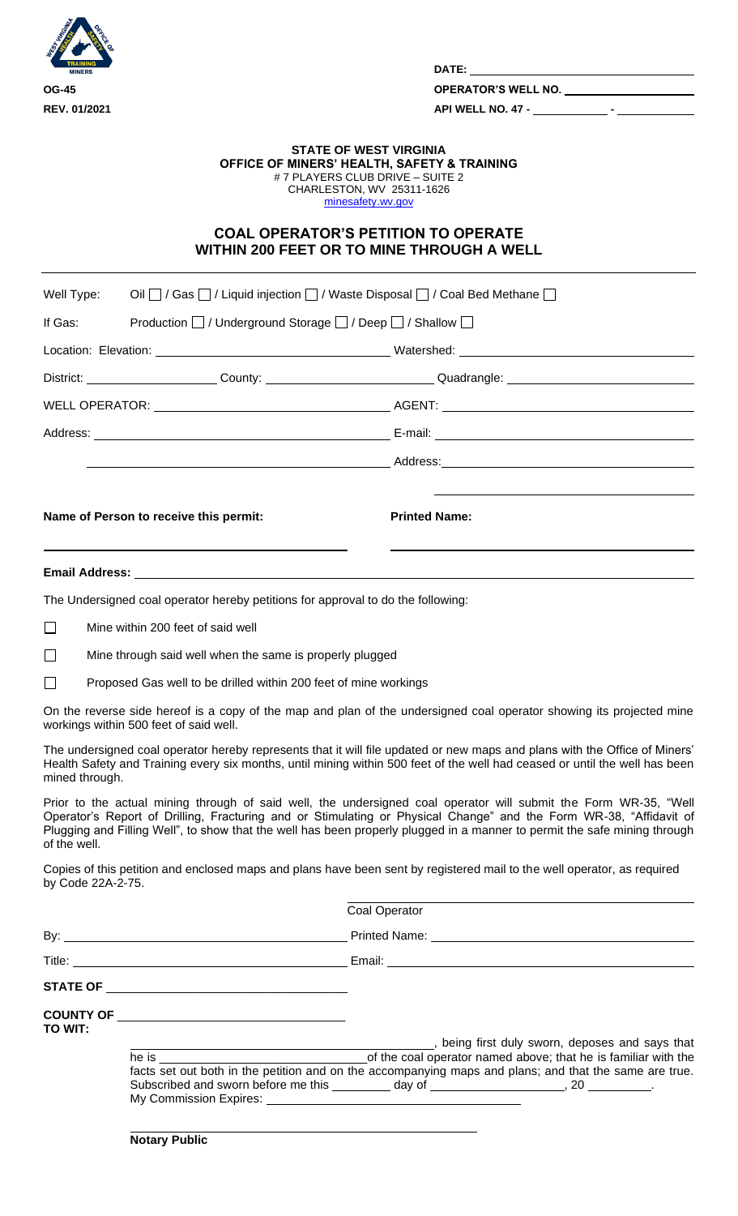OG-45
REV. 01/2021

DATE: ____________________

OPERATOR'S WELL NO. ____________________

API WELL NO. 47 - ____________ - ____________

**STATE OF WEST VIRGINIA**
**OFFICE OF MINERS' HEALTH, SAFETY & TRAINING**
# 7 PLAYERS CLUB DRIVE – SUITE 2
CHARLESTON, WV 25311-1626
minesafety.wv.gov

## COAL OPERATOR'S PETITION TO OPERATE WITHIN 200 FEET OR TO MINE THROUGH A WELL

Well Type: Oil ☐ / Gas ☐ / Liquid injection ☐ / Waste Disposal ☐ / Coal Bed Methane ☐

If Gas: Production ☐ / Underground Storage ☐ / Deep ☐ / Shallow ☐

Location: Elevation: ____________________ Watershed: ____________________

District: ____________ County: ____________ Quadrangle: ____________

WELL OPERATOR: ____________________ AGENT: ____________________

Address: ____________________ E-mail: ____________________

____________________ Address: ____________________

____________________

**Name of Person to receive this permit:** ____________________ **Printed Name:** ____________________

**Email Address:** ____________________

The Undersigned coal operator hereby petitions for approval to do the following:

☐ Mine within 200 feet of said well

☐ Mine through said well when the same is properly plugged

☐ Proposed Gas well to be drilled within 200 feet of mine workings

On the reverse side hereof is a copy of the map and plan of the undersigned coal operator showing its projected mine workings within 500 feet of said well.

The undersigned coal operator hereby represents that it will file updated or new maps and plans with the Office of Miners' Health Safety and Training every six months, until mining within 500 feet of the well had ceased or until the well has been mined through.

Prior to the actual mining through of said well, the undersigned coal operator will submit the Form WR-35, "Well Operator's Report of Drilling, Fracturing and or Stimulating or Physical Change" and the Form WR-38, "Affidavit of Plugging and Filling Well", to show that the well has been properly plugged in a manner to permit the safe mining through of the well.

Copies of this petition and enclosed maps and plans have been sent by registered mail to the well operator, as required by Code 22A-2-75.

____________________
Coal Operator

By: ____________________ Printed Name: ____________________

Title: ____________________ Email: ____________________

**STATE OF** ____________________

**COUNTY OF** ____________________
**TO WIT:**

____________________, being first duly sworn, deposes and says that he is ____________________ of the coal operator named above; that he is familiar with the facts set out both in the petition and on the accompanying maps and plans; and that the same are true.
Subscribed and sworn before me this ________ day of ____________, 20 ________.
My Commission Expires: ____________________

____________________
**Notary Public**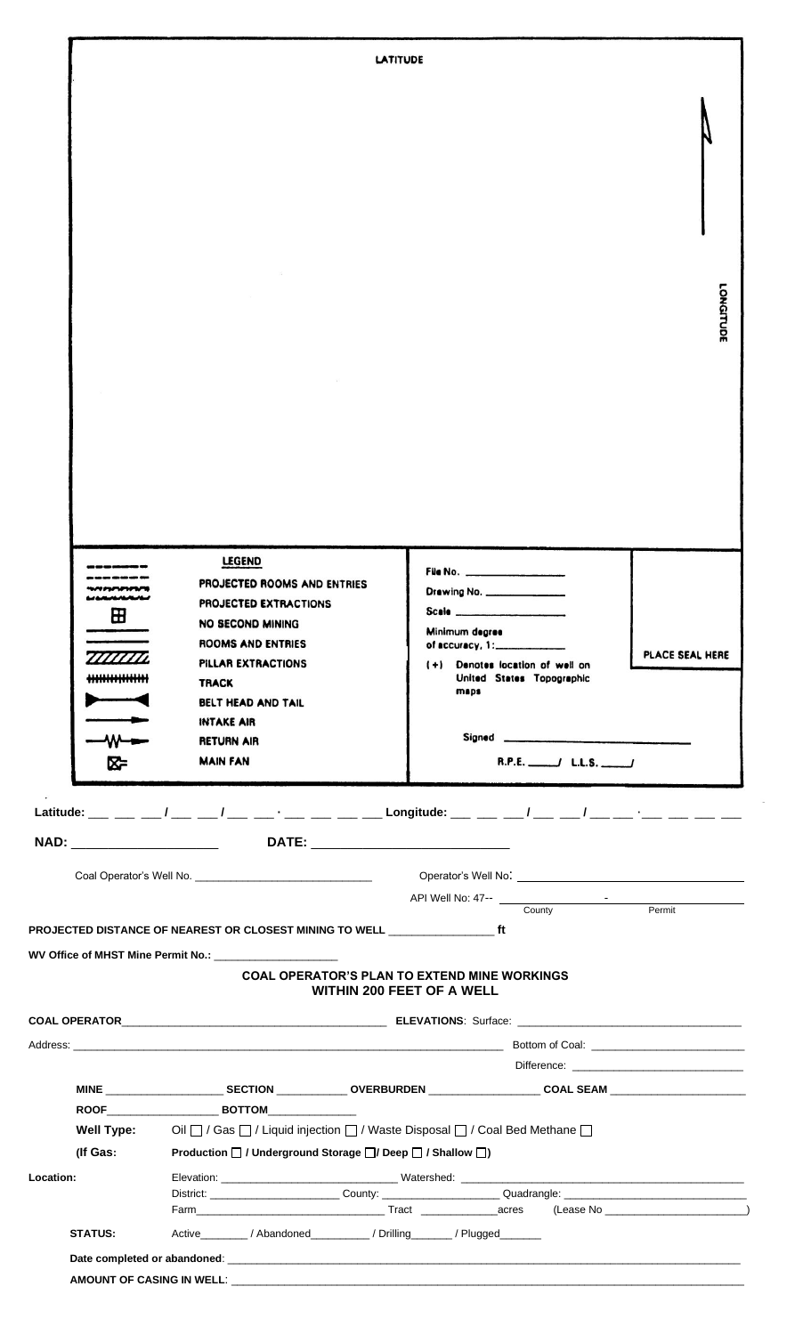LATITUDE

LONGITUDE

| | LEGEND | | |
|---|---|---|---|
| | PROJECTED ROOMS AND ENTRIES | File No. ________________ | PLACE SEAL HERE |
| | PROJECTED EXTRACTIONS | Drawing No. ____________ | |
| | NO SECOND MINING | Scale __________________ | |
| | ROOMS AND ENTRIES | Minimum degree of accuracy, 1:___________ | |
| | PILLAR EXTRACTIONS | (+) Denotes location of well on United States Topographic maps | |
| | TRACK | | |
| | BELT HEAD AND TAIL | | |
| | INTAKE AIR | Signed ____________________________ | |
| | RETURN AIR | | |
| | MAIN FAN | R.P.E. _____/ L.L.S. _____/ | |

**Latitude:** ___ ___ ___ / ___ ___ / ___ ___ . ___ ___ ___ ___ **Longitude:** ___ ___ ___ / ___ ___ / ___ ___ . ___ ___ ___ ___

**NAD:** ____________________ **DATE:** ____________________________

Coal Operator's Well No. _____________________________ Operator's Well No: ______________________________

API Well No: 47-- ______________ - ______________
County Permit

**PROJECTED DISTANCE OF NEAREST OR CLOSEST MINING TO WELL** ________________ **ft**

**WV Office of MHST Mine Permit No.:** ____________________

**COAL OPERATOR'S PLAN TO EXTEND MINE WORKINGS WITHIN 200 FEET OF A WELL**

**COAL OPERATOR**___________________________________________ **ELEVATIONS**: Surface: _______________________________

Address: _____________________________________________________________________ Bottom of Coal: _______________________

Difference: ___________________________

**MINE** __________________ **SECTION** ___________ **OVERBURDEN** _________________ **COAL SEAM** _____________________

**ROOF**_________________ **BOTTOM**_____________

**Well Type:** Oil ☐ / Gas ☐ / Liquid injection ☐ / Waste Disposal ☐ / Coal Bed Methane ☐

**(If Gas:** **Production ☐ / Underground Storage ☐/ Deep ☐ / Shallow ☐)**

**Location:** Elevation: ____________________________ Watershed: ______________________________________________
District: ______________________ County: ____________________ Quadrangle: ___________________________
Farm______________________________ Tract _____________acres (Lease No ______________________)

**STATUS:** Active________ / Abandoned_________ / Drilling_______ / Plugged_______

**Date completed or abandoned**: ______________________________________________________________________________

**AMOUNT OF CASING IN WELL**: ______________________________________________________________________________